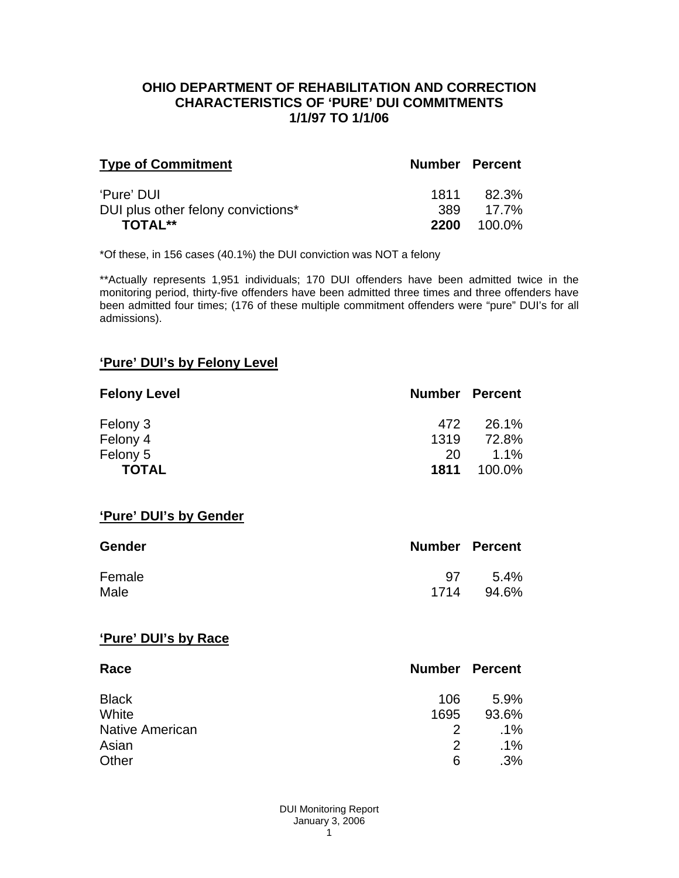# OHIO DEPARTMENT OF REHABILITATION AND CORRECTION
## CHARACTERISTICS OF 'PURE' DUI COMMITMENTS
## 1/1/97 TO 1/1/06

| Type of Commitment | Number | Percent |
|---|---|---|
| 'Pure' DUI | 1811 | 82.3% |
| DUI plus other felony convictions* | 389 | 17.7% |
| **TOTAL**** | **2200** | 100.0% |

*Of these, in 156 cases (40.1%) the DUI conviction was NOT a felony

**Actually represents 1,951 individuals; 170 DUI offenders have been admitted twice in the monitoring period, thirty-five offenders have been admitted three times and three offenders have been admitted four times; (176 of these multiple commitment offenders were "pure" DUI's for all admissions).

### 'Pure' DUI's by Felony Level

| Felony Level | Number | Percent |
|---|---|---|
| Felony 3 | 472 | 26.1% |
| Felony 4 | 1319 | 72.8% |
| Felony 5 | 20 | 1.1% |
| **TOTAL** | **1811** | 100.0% |

### 'Pure' DUI's by Gender

| Gender | Number | Percent |
|---|---|---|
| Female | 97 | 5.4% |
| Male | 1714 | 94.6% |

### 'Pure' DUI's by Race

| Race | Number | Percent |
|---|---|---|
| Black | 106 | 5.9% |
| White | 1695 | 93.6% |
| Native American | 2 | .1% |
| Asian | 2 | .1% |
| Other | 6 | .3% |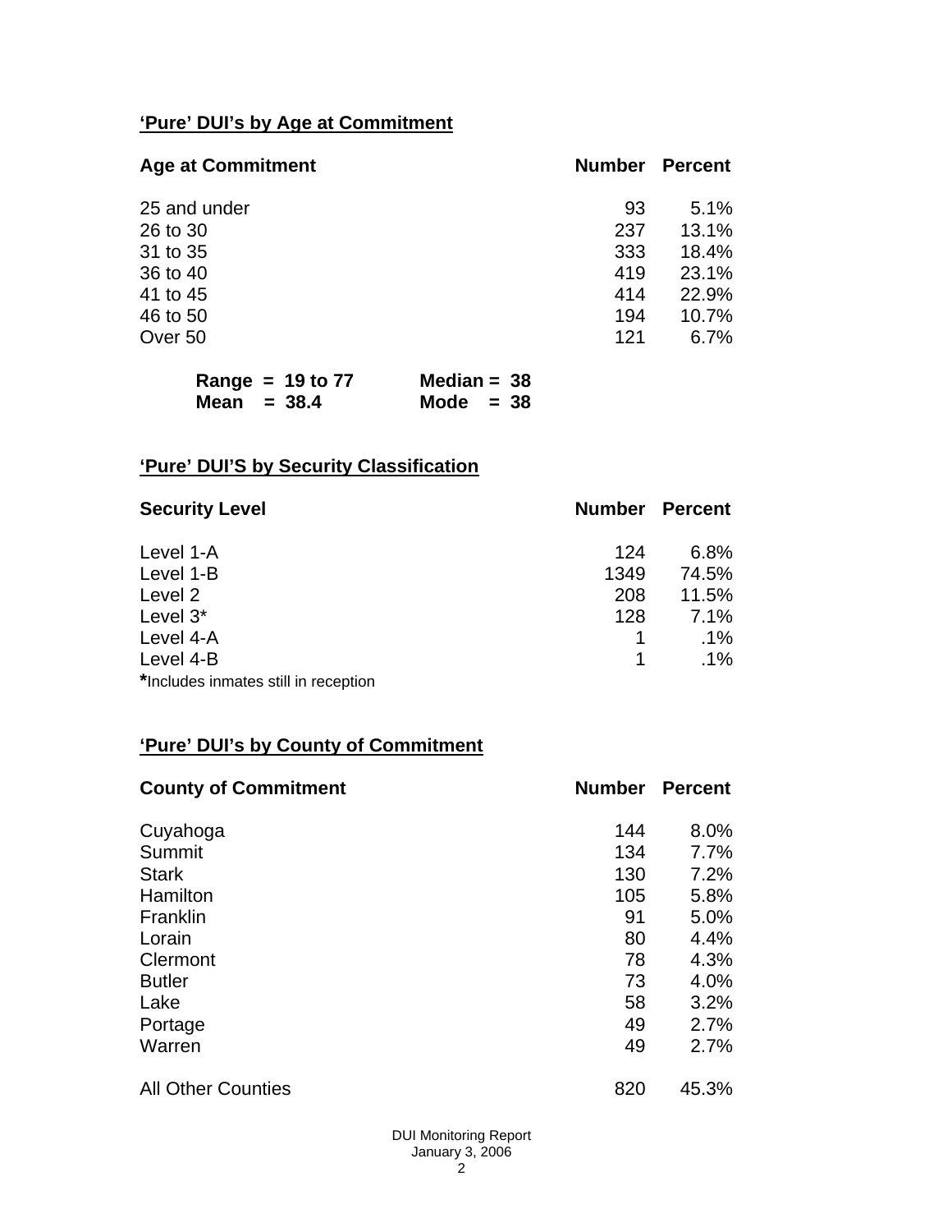## 'Pure' DUI's by Age at Commitment

| Age at Commitment | Number | Percent |
|---|---|---|
| 25 and under | 93 | 5.1% |
| 26 to 30 | 237 | 13.1% |
| 31 to 35 | 333 | 18.4% |
| 36 to 40 | 419 | 23.1% |
| 41 to 45 | 414 | 22.9% |
| 46 to 50 | 194 | 10.7% |
| Over 50 | 121 | 6.7% |

**Range = 19 to 77** **Median = 38**
**Mean = 38.4** **Mode = 38**

## 'Pure' DUI'S by Security Classification

| Security Level | Number | Percent |
|---|---|---|
| Level 1-A | 124 | 6.8% |
| Level 1-B | 1349 | 74.5% |
| Level 2 | 208 | 11.5% |
| Level 3* | 128 | 7.1% |
| Level 4-A | 1 | .1% |
| Level 4-B | 1 | .1% |

***Includes inmates still in reception

## 'Pure' DUI's by County of Commitment

| County of Commitment | Number | Percent |
|---|---|---|
| Cuyahoga | 144 | 8.0% |
| Summit | 134 | 7.7% |
| Stark | 130 | 7.2% |
| Hamilton | 105 | 5.8% |
| Franklin | 91 | 5.0% |
| Lorain | 80 | 4.4% |
| Clermont | 78 | 4.3% |
| Butler | 73 | 4.0% |
| Lake | 58 | 3.2% |
| Portage | 49 | 2.7% |
| Warren | 49 | 2.7% |
| All Other Counties | 820 | 45.3% |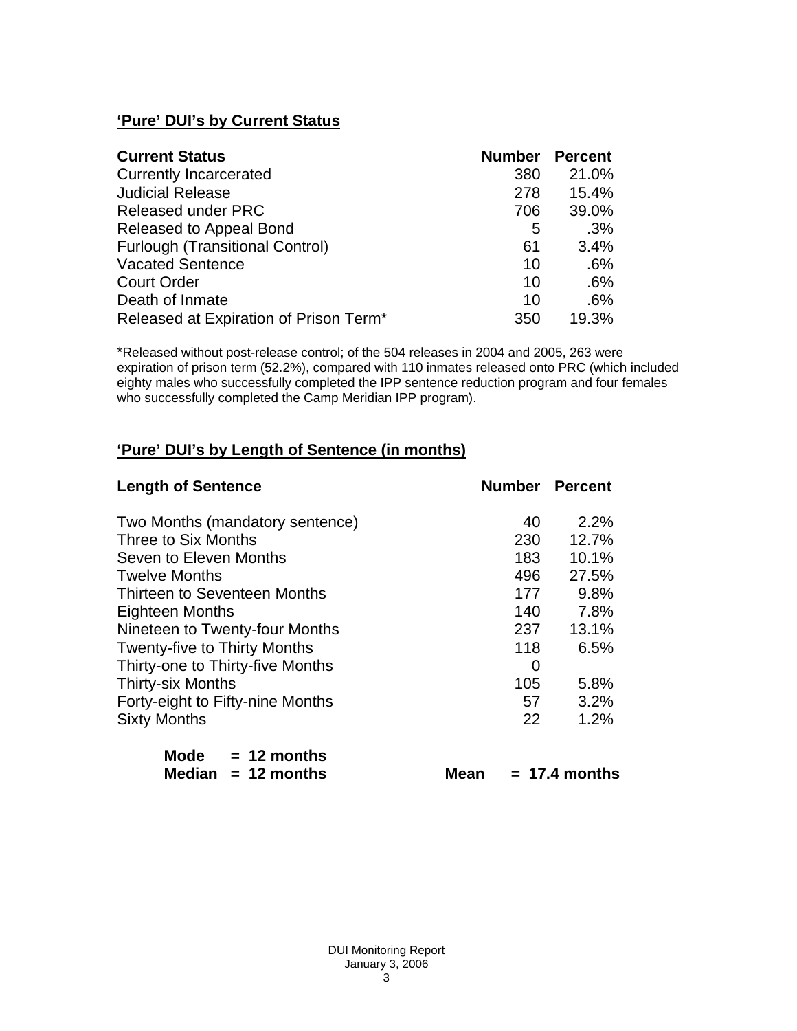## **'Pure' DUI's by Current Status**

| Current Status | Number | Percent |
|---|---|---|
| Currently Incarcerated | 380 | 21.0% |
| Judicial Release | 278 | 15.4% |
| Released under PRC | 706 | 39.0% |
| Released to Appeal Bond | 5 | .3% |
| Furlough (Transitional Control) | 61 | 3.4% |
| Vacated Sentence | 10 | .6% |
| Court Order | 10 | .6% |
| Death of Inmate | 10 | .6% |
| Released at Expiration of Prison Term* | 350 | 19.3% |

*Released without post-release control; of the 504 releases in 2004 and 2005, 263 were expiration of prison term (52.2%), compared with 110 inmates released onto PRC (which included eighty males who successfully completed the IPP sentence reduction program and four females who successfully completed the Camp Meridian IPP program).

## **'Pure' DUI's by Length of Sentence (in months)**

| Length of Sentence | Number | Percent |
|---|---|---|
| Two Months (mandatory sentence) | 40 | 2.2% |
| Three to Six Months | 230 | 12.7% |
| Seven to Eleven Months | 183 | 10.1% |
| Twelve Months | 496 | 27.5% |
| Thirteen to Seventeen Months | 177 | 9.8% |
| Eighteen Months | 140 | 7.8% |
| Nineteen to Twenty-four Months | 237 | 13.1% |
| Twenty-five to Thirty Months | 118 | 6.5% |
| Thirty-one to Thirty-five Months | 0 | |
| Thirty-six Months | 105 | 5.8% |
| Forty-eight to Fifty-nine Months | 57 | 3.2% |
| Sixty Months | 22 | 1.2% |

**Mode = 12 months**
**Median = 12 months** **Mean = 17.4 months**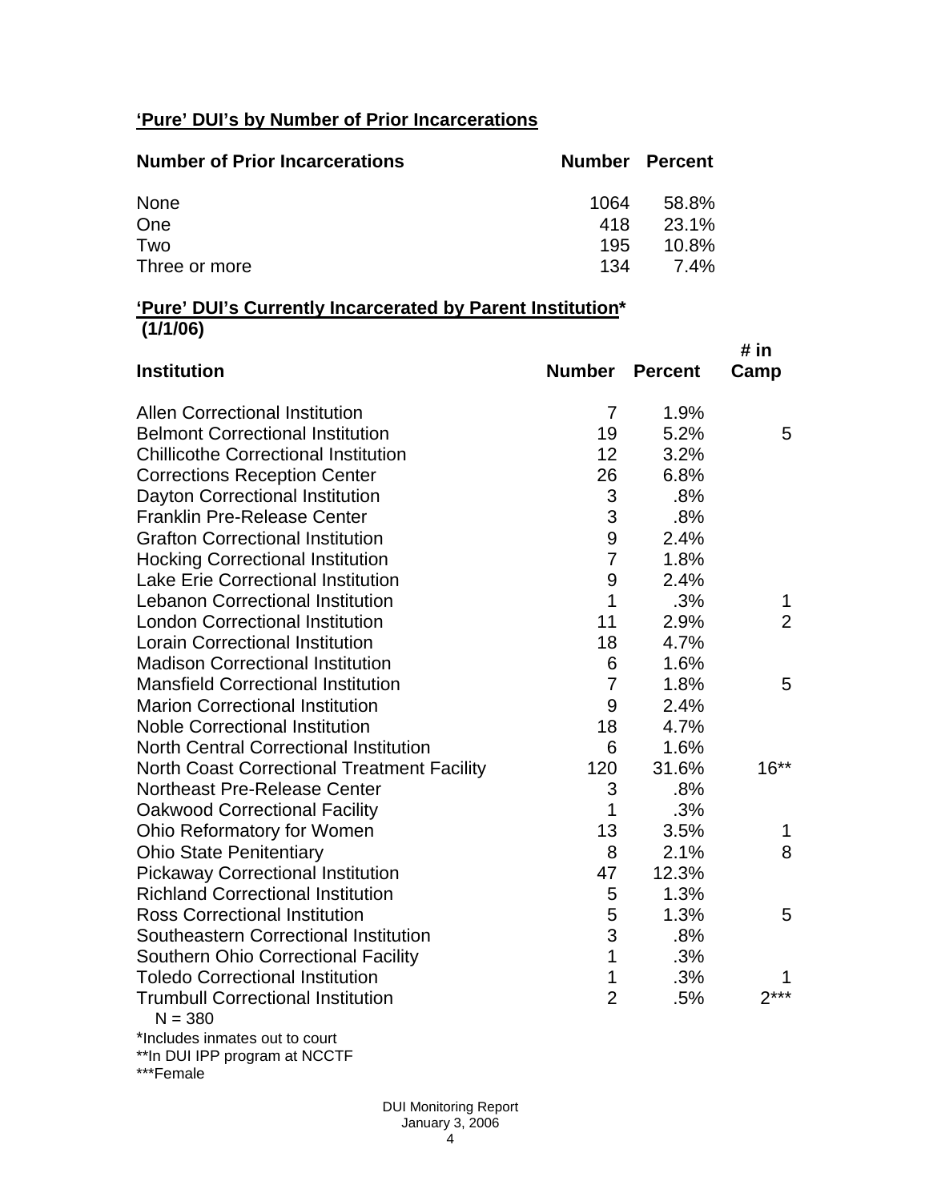**'Pure' DUI's by Number of Prior Incarcerations**

| Number of Prior Incarcerations | Number | Percent |
|---|---|---|
| None | 1064 | 58.8% |
| One | 418 | 23.1% |
| Two | 195 | 10.8% |
| Three or more | 134 | 7.4% |

**'Pure' DUI's Currently Incarcerated by Parent Institution***
**(1/1/06)**

| Institution | Number | Percent | # in Camp |
|---|---|---|---|
| Allen Correctional Institution | 7 | 1.9% | |
| Belmont Correctional Institution | 19 | 5.2% | 5 |
| Chillicothe Correctional Institution | 12 | 3.2% | |
| Corrections Reception Center | 26 | 6.8% | |
| Dayton Correctional Institution | 3 | .8% | |
| Franklin Pre-Release Center | 3 | .8% | |
| Grafton Correctional Institution | 9 | 2.4% | |
| Hocking Correctional Institution | 7 | 1.8% | |
| Lake Erie Correctional Institution | 9 | 2.4% | |
| Lebanon Correctional Institution | 1 | .3% | 1 |
| London Correctional Institution | 11 | 2.9% | 2 |
| Lorain Correctional Institution | 18 | 4.7% | |
| Madison Correctional Institution | 6 | 1.6% | |
| Mansfield Correctional Institution | 7 | 1.8% | 5 |
| Marion Correctional Institution | 9 | 2.4% | |
| Noble Correctional Institution | 18 | 4.7% | |
| North Central Correctional Institution | 6 | 1.6% | |
| North Coast Correctional Treatment Facility | 120 | 31.6% | 16** |
| Northeast Pre-Release Center | 3 | .8% | |
| Oakwood Correctional Facility | 1 | .3% | |
| Ohio Reformatory for Women | 13 | 3.5% | 1 |
| Ohio State Penitentiary | 8 | 2.1% | 8 |
| Pickaway Correctional Institution | 47 | 12.3% | |
| Richland Correctional Institution | 5 | 1.3% | |
| Ross Correctional Institution | 5 | 1.3% | 5 |
| Southeastern Correctional Institution | 3 | .8% | |
| Southern Ohio Correctional Facility | 1 | .3% | |
| Toledo Correctional Institution | 1 | .3% | 1 |
| Trumbull Correctional Institution | 2 | .5% | 2*** |

N = 380

*Includes inmates out to court
**In DUI IPP program at NCCTF
***Female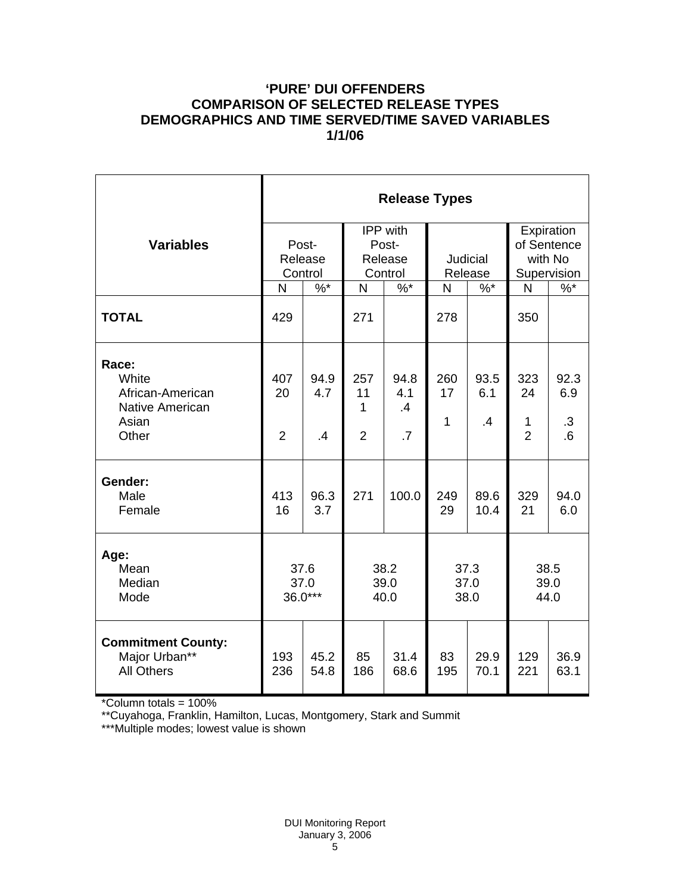## 'PURE' DUI OFFENDERS
## COMPARISON OF SELECTED RELEASE TYPES
## DEMOGRAPHICS AND TIME SERVED/TIME SAVED VARIABLES
## 1/1/06

| Variables | Release Types | | | | | | | |
|---|---|---|---|---|---|---|---|---|
| | Post-Release Control | | IPP with Post-Release Control | | Judicial Release | | Expiration of Sentence with No Supervision | |
| | N | %* | N | %* | N | %* | N | %* |
| **TOTAL** | 429 | | 271 | | 278 | | 350 | |
| **Race:** | | | | | | | | |
| White | 407 | 94.9 | 257 | 94.8 | 260 | 93.5 | 323 | 92.3 |
| African-American | 20 | 4.7 | 11 | 4.1 | 17 | 6.1 | 24 | 6.9 |
| Native American | | | 1 | .4 | | | | |
| Asian | | | | | 1 | .4 | 1 | .3 |
| Other | 2 | .4 | 2 | .7 | | | 2 | .6 |
| **Gender:** | | | | | | | | |
| Male | 413 | 96.3 | 271 | 100.0 | 249 | 89.6 | 329 | 94.0 |
| Female | 16 | 3.7 | | | 29 | 10.4 | 21 | 6.0 |
| **Age:** | | | | | | | | |
| Mean | 37.6 | | 38.2 | | 37.3 | | 38.5 | |
| Median | 37.0 | | 39.0 | | 37.0 | | 39.0 | |
| Mode | 36.0*** | | 40.0 | | 38.0 | | 44.0 | |
| **Commitment County:** | | | | | | | | |
| Major Urban** | 193 | 45.2 | 85 | 31.4 | 83 | 29.9 | 129 | 36.9 |
| All Others | 236 | 54.8 | 186 | 68.6 | 195 | 70.1 | 221 | 63.1 |

*Column totals = 100%

**Cuyahoga, Franklin, Hamilton, Lucas, Montgomery, Stark and Summit

***Multiple modes; lowest value is shown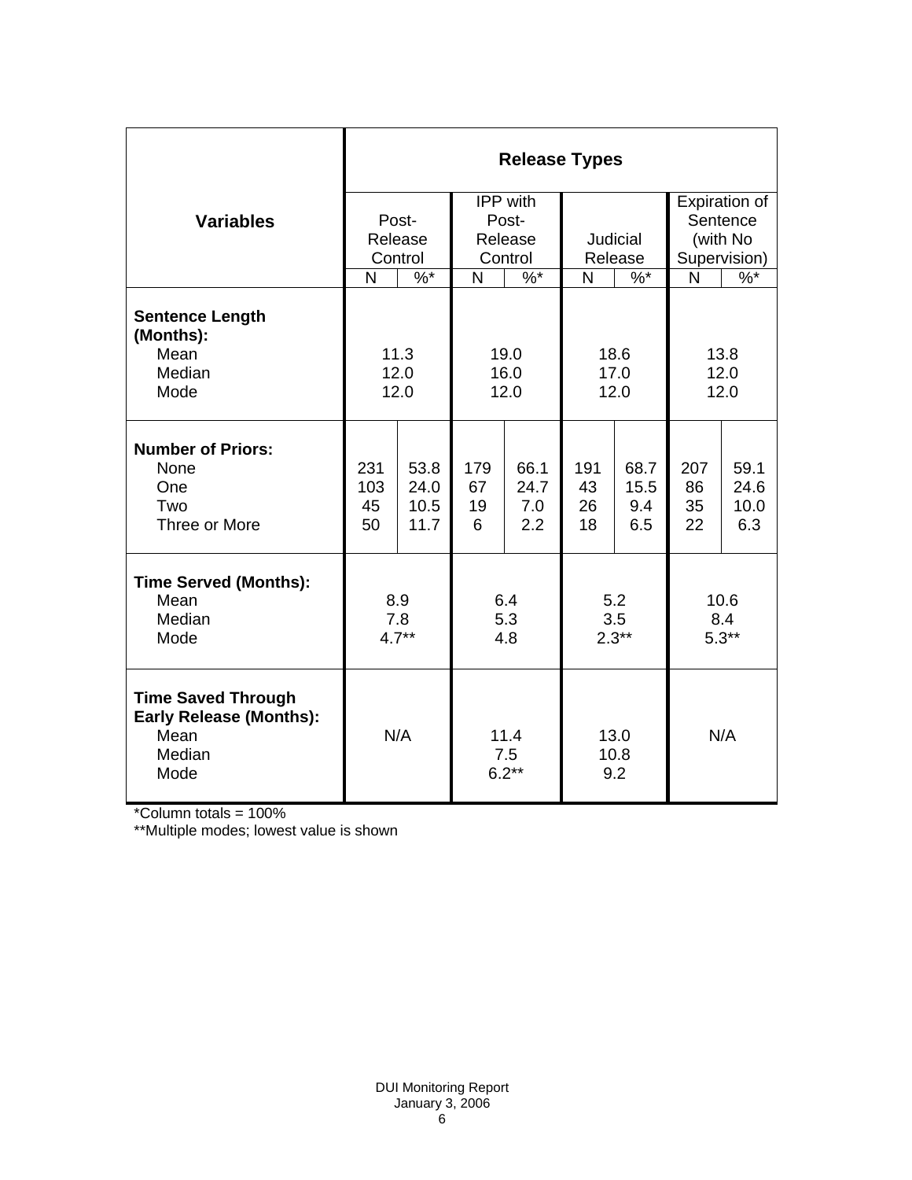| Variables | Release Types | | | | | | | |
|---|---|---|---|---|---|---|---|---|
| | Post-Release Control | | IPP with Post-Release Control | | Judicial Release | | Expiration of Sentence (with No Supervision) | |
| | N | %* | N | %* | N | %* | N | %* |
| **Sentence Length (Months):** | | | | | | | | |
| Mean | 11.3 | | 19.0 | | 18.6 | | 13.8 | |
| Median | 12.0 | | 16.0 | | 17.0 | | 12.0 | |
| Mode | 12.0 | | 12.0 | | 12.0 | | 12.0 | |
| **Number of Priors:** | | | | | | | | |
| None | 231 | 53.8 | 179 | 66.1 | 191 | 68.7 | 207 | 59.1 |
| One | 103 | 24.0 | 67 | 24.7 | 43 | 15.5 | 86 | 24.6 |
| Two | 45 | 10.5 | 19 | 7.0 | 26 | 9.4 | 35 | 10.0 |
| Three or More | 50 | 11.7 | 6 | 2.2 | 18 | 6.5 | 22 | 6.3 |
| **Time Served (Months):** | | | | | | | | |
| Mean | 8.9 | | 6.4 | | 5.2 | | 10.6 | |
| Median | 7.8 | | 5.3 | | 3.5 | | 8.4 | |
| Mode | 4.7** | | 4.8 | | 2.3** | | 5.3** | |
| **Time Saved Through Early Release (Months):** | | | | | | | | |
| Mean | N/A | | 11.4 | | 13.0 | | N/A | |
| Median | | | 7.5 | | 10.8 | | | |
| Mode | | | 6.2** | | 9.2 | | | |

*Column totals = 100%

**Multiple modes; lowest value is shown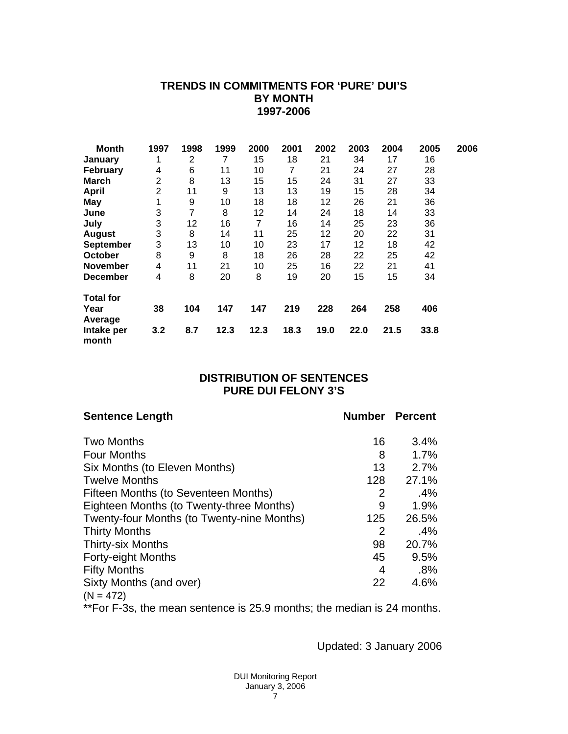## TRENDS IN COMMITMENTS FOR 'PURE' DUI'S BY MONTH 1997-2006

| Month | 1997 | 1998 | 1999 | 2000 | 2001 | 2002 | 2003 | 2004 | 2005 | 2006 |
|---|---|---|---|---|---|---|---|---|---|---|
| **January** | 1 | 2 | 7 | 15 | 18 | 21 | 34 | 17 | 16 | |
| **February** | 4 | 6 | 11 | 10 | 7 | 21 | 24 | 27 | 28 | |
| **March** | 2 | 8 | 13 | 15 | 15 | 24 | 31 | 27 | 33 | |
| **April** | 2 | 11 | 9 | 13 | 13 | 19 | 15 | 28 | 34 | |
| **May** | 1 | 9 | 10 | 18 | 18 | 12 | 26 | 21 | 36 | |
| **June** | 3 | 7 | 8 | 12 | 14 | 24 | 18 | 14 | 33 | |
| **July** | 3 | 12 | 16 | 7 | 16 | 14 | 25 | 23 | 36 | |
| **August** | 3 | 8 | 14 | 11 | 25 | 12 | 20 | 22 | 31 | |
| **September** | 3 | 13 | 10 | 10 | 23 | 17 | 12 | 18 | 42 | |
| **October** | 8 | 9 | 8 | 18 | 26 | 28 | 22 | 25 | 42 | |
| **November** | 4 | 11 | 21 | 10 | 25 | 16 | 22 | 21 | 41 | |
| **December** | 4 | 8 | 20 | 8 | 19 | 20 | 15 | 15 | 34 | |
| **Total for Year** | **38** | **104** | **147** | **147** | **219** | **228** | **264** | **258** | **406** | |
| **Average Intake per month** | **3.2** | **8.7** | **12.3** | **12.3** | **18.3** | **19.0** | **22.0** | **21.5** | **33.8** | |

## DISTRIBUTION OF SENTENCES PURE DUI FELONY 3'S

| Sentence Length | Number | Percent |
|---|---|---|
| Two Months | 16 | 3.4% |
| Four Months | 8 | 1.7% |
| Six Months (to Eleven Months) | 13 | 2.7% |
| Twelve Months | 128 | 27.1% |
| Fifteen Months (to Seventeen Months) | 2 | .4% |
| Eighteen Months (to Twenty-three Months) | 9 | 1.9% |
| Twenty-four Months (to Twenty-nine Months) | 125 | 26.5% |
| Thirty Months | 2 | .4% |
| Thirty-six Months | 98 | 20.7% |
| Forty-eight Months | 45 | 9.5% |
| Fifty Months | 4 | .8% |
| Sixty Months (and over) | 22 | 4.6% |

(N = 472)

**For F-3s, the mean sentence is 25.9 months; the median is 24 months.

Updated: 3 January 2006